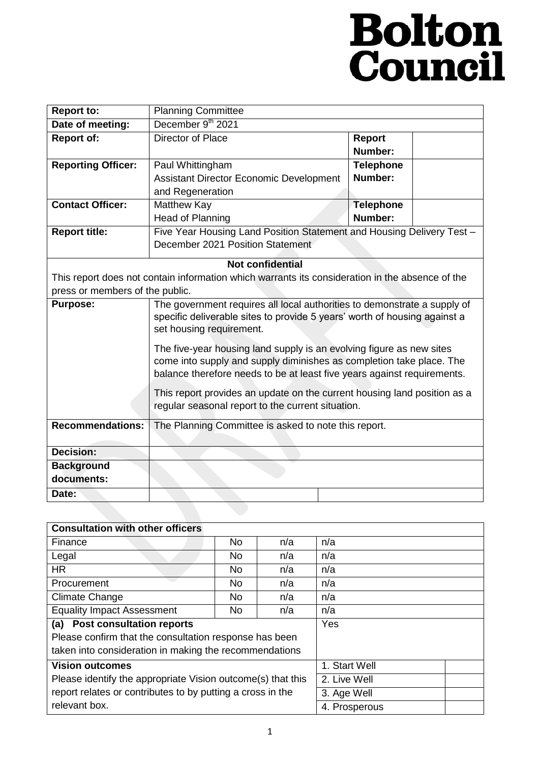# Bolton Council

| | | | |
|---|---|---|---|
| **Report to:** | Planning Committee | | |
| **Date of meeting:** | December 9th 2021 | | |
| **Report of:** | Director of Place | **Report Number:** | |
| **Reporting Officer:** | Paul Whittingham<br>Assistant Director Economic Development and Regeneration | **Telephone Number:** | |
| **Contact Officer:** | Matthew Kay<br>Head of Planning | **Telephone Number:** | |
| **Report title:** | Five Year Housing Land Position Statement and Housing Delivery Test – December 2021 Position Statement | | |
| **Not confidential**<br>This report does not contain information which warrants its consideration in the absence of the press or members of the public. | | | |
| **Purpose:** | The government requires all local authorities to demonstrate a supply of specific deliverable sites to provide 5 years' worth of housing against a set housing requirement.<br><br>The five-year housing land supply is an evolving figure as new sites come into supply and supply diminishes as completion take place. The balance therefore needs to be at least five years against requirements.<br><br>This report provides an update on the current housing land position as a regular seasonal report to the current situation. | | |
| **Recommendations:** | The Planning Committee is asked to note this report. | | |
| **Decision:** | | | |
| **Background documents:** | | | |
| **Date:** | | | |

| **Consultation with other officers** | | | | |
|---|---|---|---|---|
| Finance | No | n/a | n/a | |
| Legal | No | n/a | n/a | |
| HR | No | n/a | n/a | |
| Procurement | No | n/a | n/a | |
| Climate Change | No | n/a | n/a | |
| Equality Impact Assessment | No | n/a | n/a | |
| **(a) Post consultation reports**<br>Please confirm that the consultation response has been taken into consideration in making the recommendations | | | Yes | |
| **Vision outcomes**<br>Please identify the appropriate Vision outcome(s) that this report relates or contributes to by putting a cross in the relevant box. | | | 1. Start Well | |
| | | | 2. Live Well | |
| | | | 3. Age Well | |
| | | | 4. Prosperous | |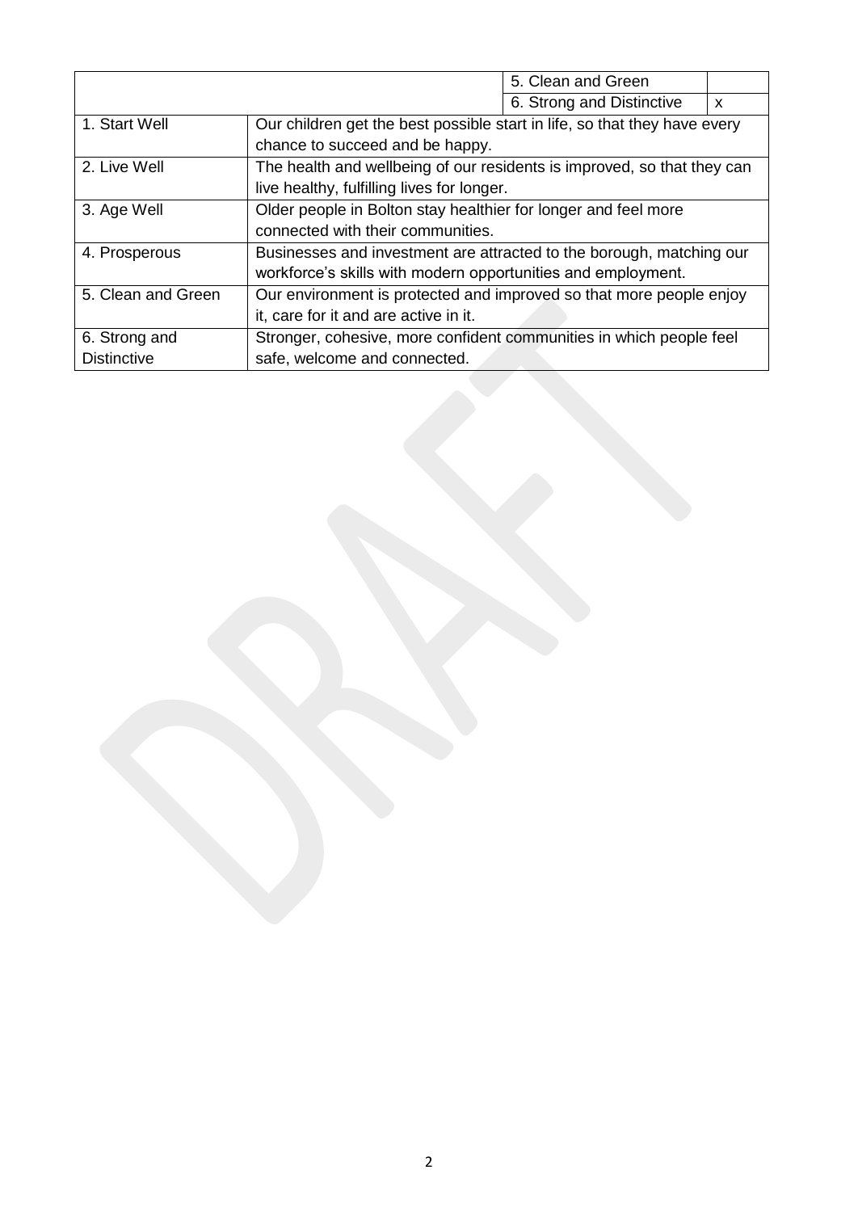|  |  | 5. Clean and Green |  |
|---|---|---|---|
|  |  | 6. Strong and Distinctive | x |

| | |
|---|---|
| 1. Start Well | Our children get the best possible start in life, so that they have every chance to succeed and be happy. |
| 2. Live Well | The health and wellbeing of our residents is improved, so that they can live healthy, fulfilling lives for longer. |
| 3. Age Well | Older people in Bolton stay healthier for longer and feel more connected with their communities. |
| 4. Prosperous | Businesses and investment are attracted to the borough, matching our workforce's skills with modern opportunities and employment. |
| 5. Clean and Green | Our environment is protected and improved so that more people enjoy it, care for it and are active in it. |
| 6. Strong and Distinctive | Stronger, cohesive, more confident communities in which people feel safe, welcome and connected. |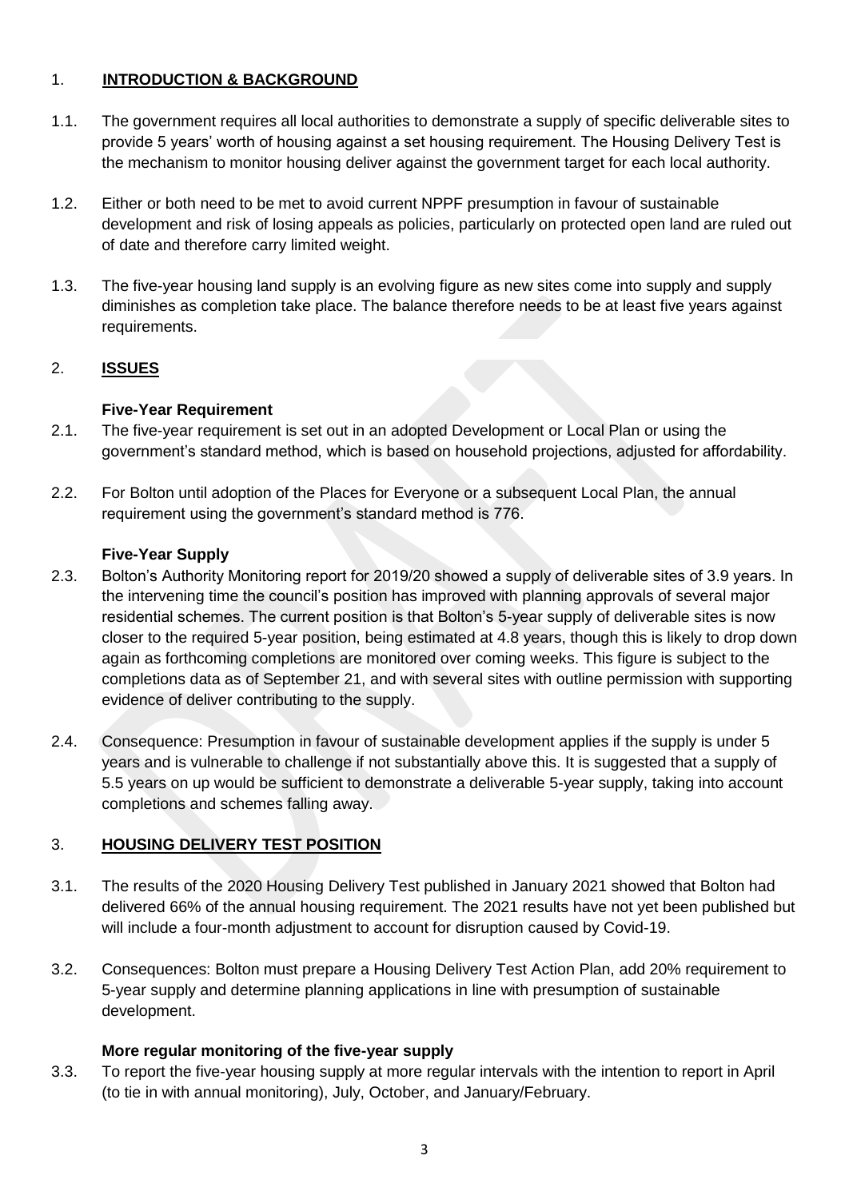## 1. **INTRODUCTION & BACKGROUND**

1.1. The government requires all local authorities to demonstrate a supply of specific deliverable sites to provide 5 years' worth of housing against a set housing requirement. The Housing Delivery Test is the mechanism to monitor housing deliver against the government target for each local authority.

1.2. Either or both need to be met to avoid current NPPF presumption in favour of sustainable development and risk of losing appeals as policies, particularly on protected open land are ruled out of date and therefore carry limited weight.

1.3. The five-year housing land supply is an evolving figure as new sites come into supply and supply diminishes as completion take place. The balance therefore needs to be at least five years against requirements.

## 2. **ISSUES**

### Five-Year Requirement

2.1. The five-year requirement is set out in an adopted Development or Local Plan or using the government's standard method, which is based on household projections, adjusted for affordability.

2.2. For Bolton until adoption of the Places for Everyone or a subsequent Local Plan, the annual requirement using the government's standard method is 776.

### Five-Year Supply

2.3. Bolton's Authority Monitoring report for 2019/20 showed a supply of deliverable sites of 3.9 years. In the intervening time the council's position has improved with planning approvals of several major residential schemes. The current position is that Bolton's 5-year supply of deliverable sites is now closer to the required 5-year position, being estimated at 4.8 years, though this is likely to drop down again as forthcoming completions are monitored over coming weeks. This figure is subject to the completions data as of September 21, and with several sites with outline permission with supporting evidence of deliver contributing to the supply.

2.4. Consequence: Presumption in favour of sustainable development applies if the supply is under 5 years and is vulnerable to challenge if not substantially above this. It is suggested that a supply of 5.5 years on up would be sufficient to demonstrate a deliverable 5-year supply, taking into account completions and schemes falling away.

## 3. **HOUSING DELIVERY TEST POSITION**

3.1. The results of the 2020 Housing Delivery Test published in January 2021 showed that Bolton had delivered 66% of the annual housing requirement. The 2021 results have not yet been published but will include a four-month adjustment to account for disruption caused by Covid-19.

3.2. Consequences: Bolton must prepare a Housing Delivery Test Action Plan, add 20% requirement to 5-year supply and determine planning applications in line with presumption of sustainable development.

### More regular monitoring of the five-year supply

3.3. To report the five-year housing supply at more regular intervals with the intention to report in April (to tie in with annual monitoring), July, October, and January/February.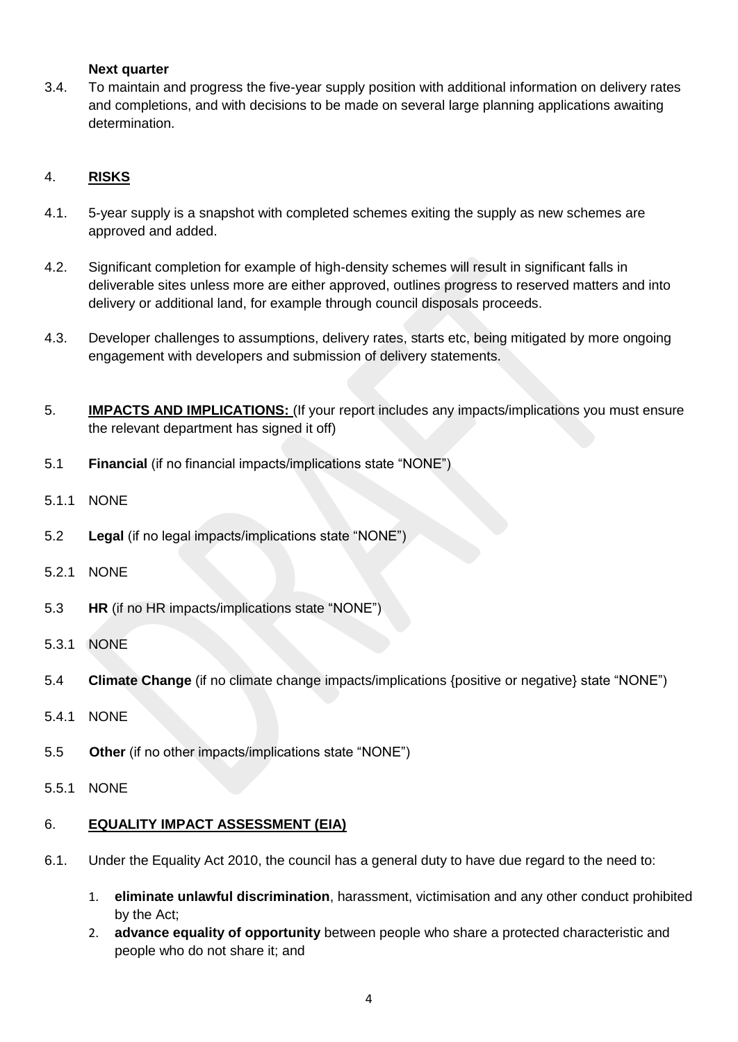**Next quarter**

3.4. To maintain and progress the five-year supply position with additional information on delivery rates and completions, and with decisions to be made on several large planning applications awaiting determination.

## 4. **RISKS**

4.1. 5-year supply is a snapshot with completed schemes exiting the supply as new schemes are approved and added.

4.2. Significant completion for example of high-density schemes will result in significant falls in deliverable sites unless more are either approved, outlines progress to reserved matters and into delivery or additional land, for example through council disposals proceeds.

4.3. Developer challenges to assumptions, delivery rates, starts etc, being mitigated by more ongoing engagement with developers and submission of delivery statements.

## 5. **IMPACTS AND IMPLICATIONS:** (If your report includes any impacts/implications you must ensure the relevant department has signed it off)

5.1 **Financial** (if no financial impacts/implications state "NONE")

5.1.1 NONE

5.2 **Legal** (if no legal impacts/implications state "NONE")

5.2.1 NONE

5.3 **HR** (if no HR impacts/implications state "NONE")

5.3.1 NONE

5.4 **Climate Change** (if no climate change impacts/implications {positive or negative} state "NONE")

5.4.1 NONE

5.5 **Other** (if no other impacts/implications state "NONE")

5.5.1 NONE

## 6. **EQUALITY IMPACT ASSESSMENT (EIA)**

6.1. Under the Equality Act 2010, the council has a general duty to have due regard to the need to:

1. **eliminate unlawful discrimination**, harassment, victimisation and any other conduct prohibited by the Act;
2. **advance equality of opportunity** between people who share a protected characteristic and people who do not share it; and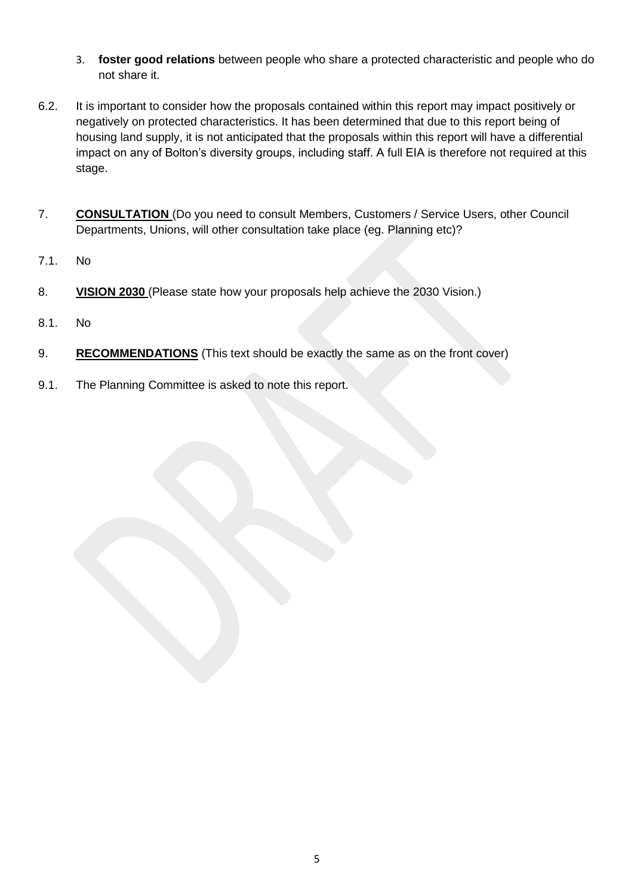3. **foster good relations** between people who share a protected characteristic and people who do not share it.

6.2. It is important to consider how the proposals contained within this report may impact positively or negatively on protected characteristics. It has been determined that due to this report being of housing land supply, it is not anticipated that the proposals within this report will have a differential impact on any of Bolton's diversity groups, including staff. A full EIA is therefore not required at this stage.

7. **CONSULTATION** (Do you need to consult Members, Customers / Service Users, other Council Departments, Unions, will other consultation take place (eg. Planning etc)?

7.1. No

8. **VISION 2030** (Please state how your proposals help achieve the 2030 Vision.)

8.1. No

9. **RECOMMENDATIONS** (This text should be exactly the same as on the front cover)

9.1. The Planning Committee is asked to note this report.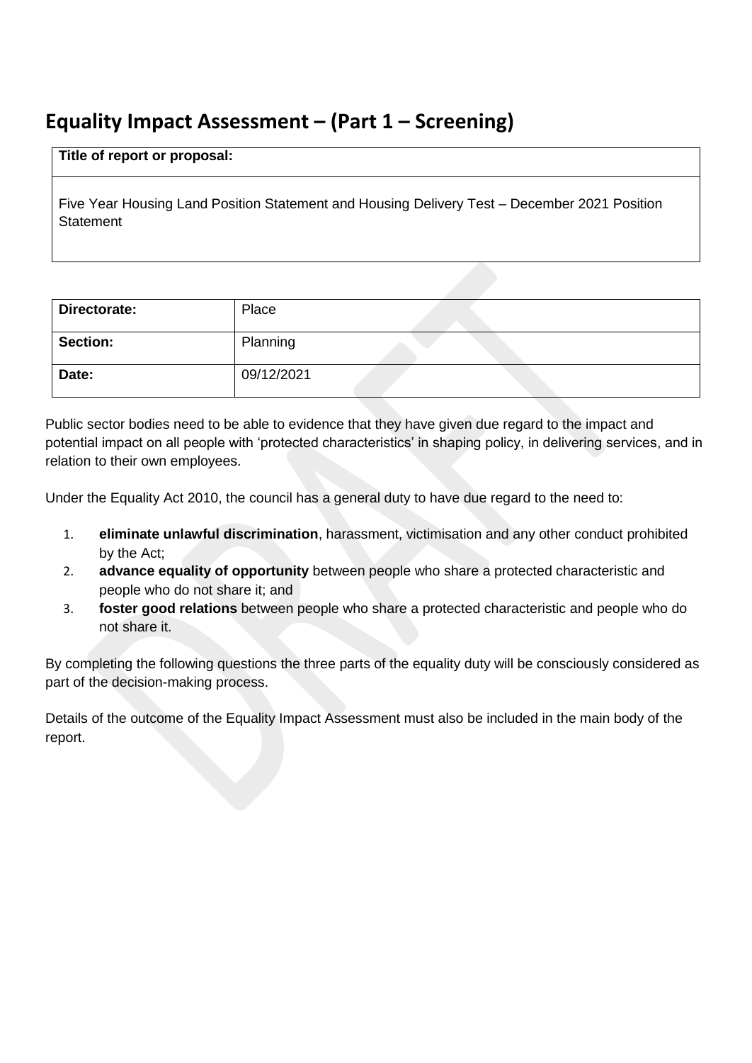# Equality Impact Assessment – (Part 1 – Screening)

| **Title of report or proposal:** |
| --- |
| Five Year Housing Land Position Statement and Housing Delivery Test – December 2021 Position Statement |

| **Directorate:** | Place |
| --- | --- |
| **Section:** | Planning |
| **Date:** | 09/12/2021 |

Public sector bodies need to be able to evidence that they have given due regard to the impact and potential impact on all people with 'protected characteristics' in shaping policy, in delivering services, and in relation to their own employees.

Under the Equality Act 2010, the council has a general duty to have due regard to the need to:

1. **eliminate unlawful discrimination**, harassment, victimisation and any other conduct prohibited by the Act;
2. **advance equality of opportunity** between people who share a protected characteristic and people who do not share it; and
3. **foster good relations** between people who share a protected characteristic and people who do not share it.

By completing the following questions the three parts of the equality duty will be consciously considered as part of the decision-making process.

Details of the outcome of the Equality Impact Assessment must also be included in the main body of the report.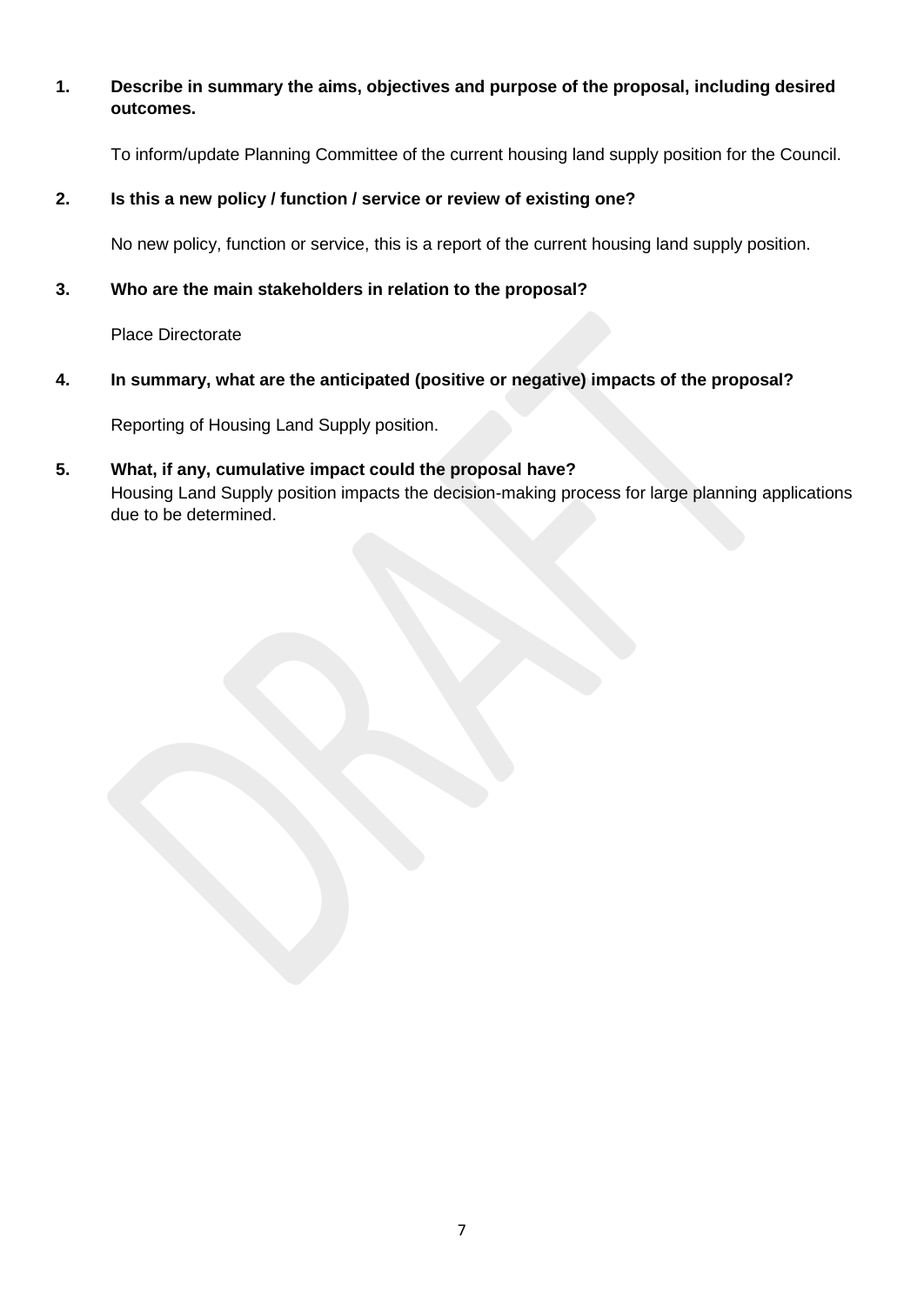**1. Describe in summary the aims, objectives and purpose of the proposal, including desired outcomes.**

To inform/update Planning Committee of the current housing land supply position for the Council.

**2. Is this a new policy / function / service or review of existing one?**

No new policy, function or service, this is a report of the current housing land supply position.

**3. Who are the main stakeholders in relation to the proposal?**

Place Directorate

**4. In summary, what are the anticipated (positive or negative) impacts of the proposal?**

Reporting of Housing Land Supply position.

**5. What, if any, cumulative impact could the proposal have?**

Housing Land Supply position impacts the decision-making process for large planning applications due to be determined.